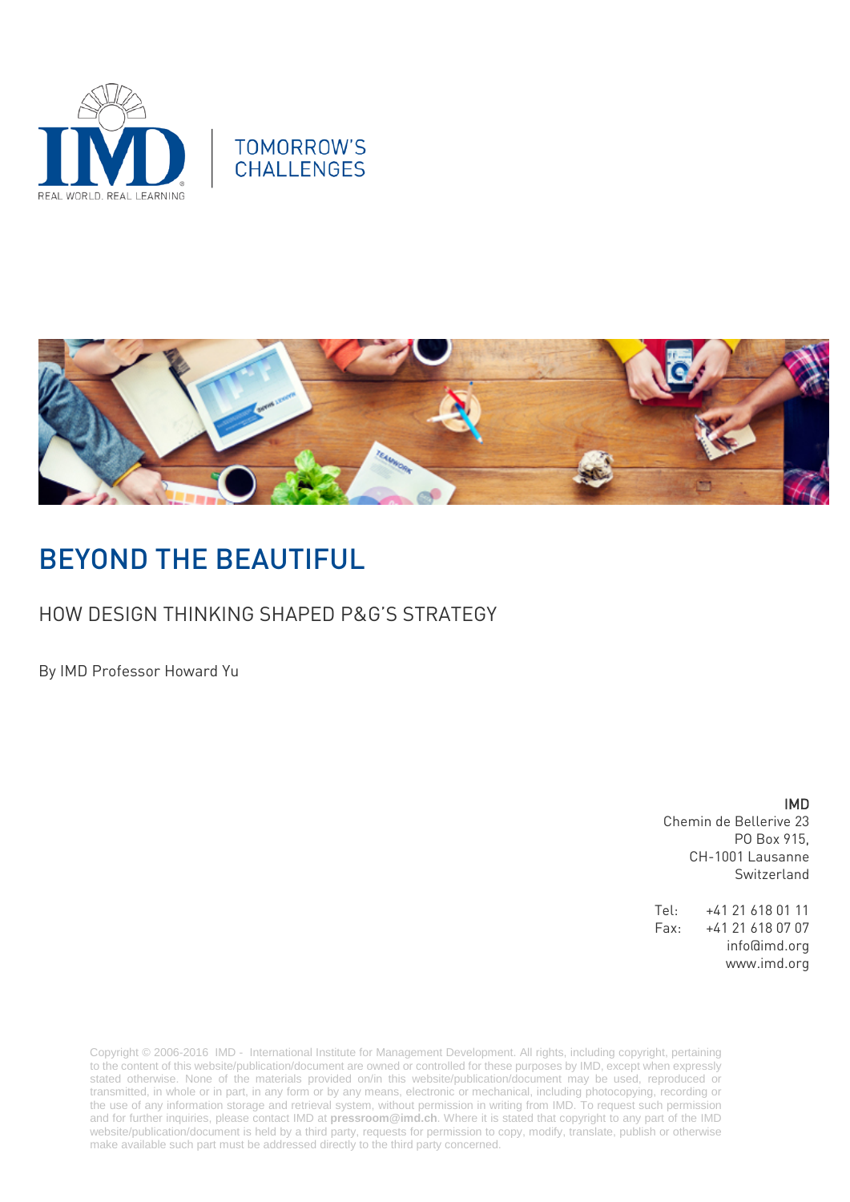IMD

REAL WORLD. REAL LEARNING

TOMORROW'S CHALLENGES

# BEYOND THE BEAUTIFUL

## HOW DESIGN THINKING SHAPED P&G'S STRATEGY

By IMD Professor Howard Yu

**IMD**
Chemin de Bellerive 23
PO Box 915,
CH-1001 Lausanne
Switzerland

Tel: +41 21 618 01 11
Fax: +41 21 618 07 07
info@imd.org
www.imd.org

Copyright © 2006-2016 IMD - International Institute for Management Development. All rights, including copyright, pertaining to the content of this website/publication/document are owned or controlled for these purposes by IMD, except when expressly stated otherwise. None of the materials provided on/in this website/publication/document may be used, reproduced or transmitted, in whole or in part, in any form or by any means, electronic or mechanical, including photocopying, recording or the use of any information storage and retrieval system, without permission in writing from IMD. To request such permission and for further inquiries, please contact IMD at **pressroom@imd.ch**. Where it is stated that copyright to any part of the IMD website/publication/document is held by a third party, requests for permission to copy, modify, translate, publish or otherwise make available such part must be addressed directly to the third party concerned.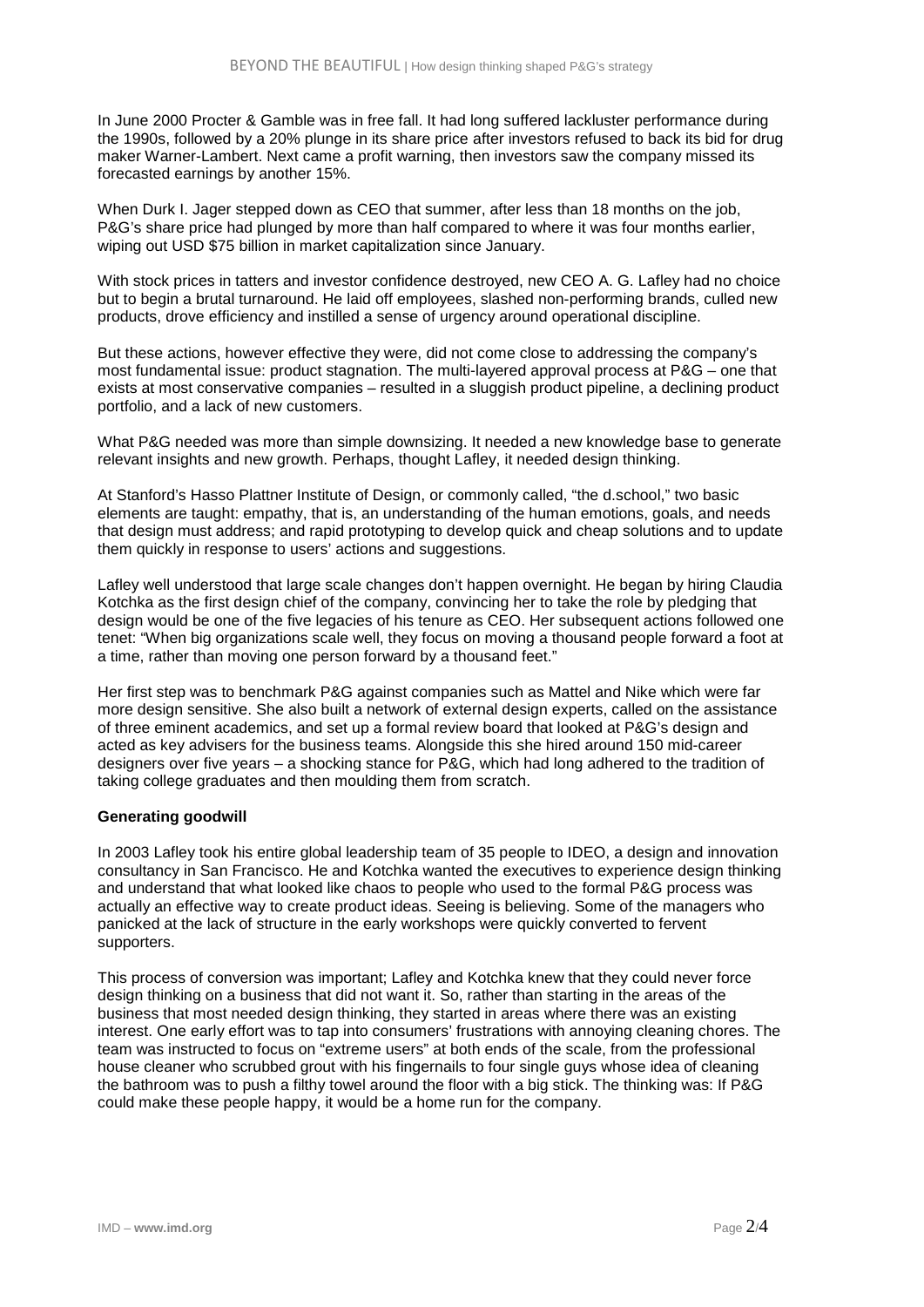In June 2000 Procter & Gamble was in free fall. It had long suffered lackluster performance during the 1990s, followed by a 20% plunge in its share price after investors refused to back its bid for drug maker Warner-Lambert. Next came a profit warning, then investors saw the company missed its forecasted earnings by another 15%.

When Durk I. Jager stepped down as CEO that summer, after less than 18 months on the job, P&G's share price had plunged by more than half compared to where it was four months earlier, wiping out USD $75 billion in market capitalization since January.

With stock prices in tatters and investor confidence destroyed, new CEO A. G. Lafley had no choice but to begin a brutal turnaround. He laid off employees, slashed non-performing brands, culled new products, drove efficiency and instilled a sense of urgency around operational discipline.

But these actions, however effective they were, did not come close to addressing the company's most fundamental issue: product stagnation. The multi-layered approval process at P&G – one that exists at most conservative companies – resulted in a sluggish product pipeline, a declining product portfolio, and a lack of new customers.

What P&G needed was more than simple downsizing. It needed a new knowledge base to generate relevant insights and new growth. Perhaps, thought Lafley, it needed design thinking.

At Stanford's Hasso Plattner Institute of Design, or commonly called, "the d.school," two basic elements are taught: empathy, that is, an understanding of the human emotions, goals, and needs that design must address; and rapid prototyping to develop quick and cheap solutions and to update them quickly in response to users' actions and suggestions.

Lafley well understood that large scale changes don't happen overnight. He began by hiring Claudia Kotchka as the first design chief of the company, convincing her to take the role by pledging that design would be one of the five legacies of his tenure as CEO. Her subsequent actions followed one tenet: "When big organizations scale well, they focus on moving a thousand people forward a foot at a time, rather than moving one person forward by a thousand feet."

Her first step was to benchmark P&G against companies such as Mattel and Nike which were far more design sensitive. She also built a network of external design experts, called on the assistance of three eminent academics, and set up a formal review board that looked at P&G's design and acted as key advisers for the business teams. Alongside this she hired around 150 mid-career designers over five years – a shocking stance for P&G, which had long adhered to the tradition of taking college graduates and then moulding them from scratch.

**Generating goodwill**

In 2003 Lafley took his entire global leadership team of 35 people to IDEO, a design and innovation consultancy in San Francisco. He and Kotchka wanted the executives to experience design thinking and understand that what looked like chaos to people who used to the formal P&G process was actually an effective way to create product ideas. Seeing is believing. Some of the managers who panicked at the lack of structure in the early workshops were quickly converted to fervent supporters.

This process of conversion was important; Lafley and Kotchka knew that they could never force design thinking on a business that did not want it. So, rather than starting in the areas of the business that most needed design thinking, they started in areas where there was an existing interest. One early effort was to tap into consumers' frustrations with annoying cleaning chores. The team was instructed to focus on "extreme users" at both ends of the scale, from the professional house cleaner who scrubbed grout with his fingernails to four single guys whose idea of cleaning the bathroom was to push a filthy towel around the floor with a big stick. The thinking was: If P&G could make these people happy, it would be a home run for the company.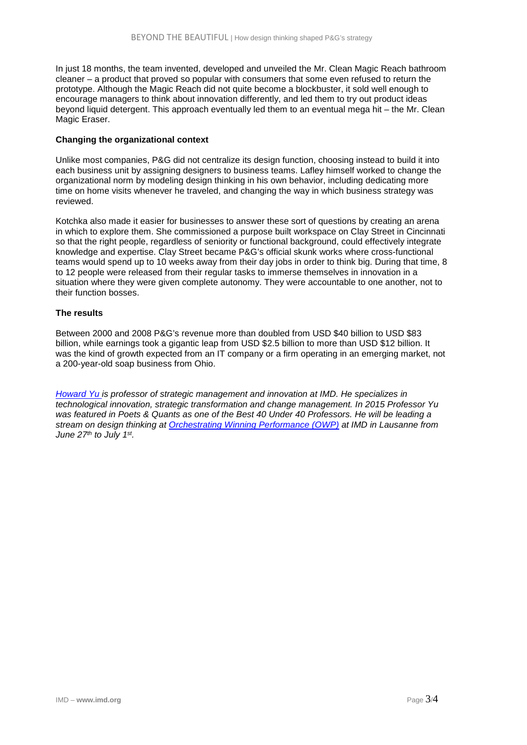In just 18 months, the team invented, developed and unveiled the Mr. Clean Magic Reach bathroom cleaner – a product that proved so popular with consumers that some even refused to return the prototype. Although the Magic Reach did not quite become a blockbuster, it sold well enough to encourage managers to think about innovation differently, and led them to try out product ideas beyond liquid detergent. This approach eventually led them to an eventual mega hit – the Mr. Clean Magic Eraser.

**Changing the organizational context**

Unlike most companies, P&G did not centralize its design function, choosing instead to build it into each business unit by assigning designers to business teams. Lafley himself worked to change the organizational norm by modeling design thinking in his own behavior, including dedicating more time on home visits whenever he traveled, and changing the way in which business strategy was reviewed.

Kotchka also made it easier for businesses to answer these sort of questions by creating an arena in which to explore them. She commissioned a purpose built workspace on Clay Street in Cincinnati so that the right people, regardless of seniority or functional background, could effectively integrate knowledge and expertise. Clay Street became P&G's official skunk works where cross-functional teams would spend up to 10 weeks away from their day jobs in order to think big. During that time, 8 to 12 people were released from their regular tasks to immerse themselves in innovation in a situation where they were given complete autonomy. They were accountable to one another, not to their function bosses.

**The results**

Between 2000 and 2008 P&G's revenue more than doubled from USD $40 billion to USD $83 billion, while earnings took a gigantic leap from USD $2.5 billion to more than USD $12 billion. It was the kind of growth expected from an IT company or a firm operating in an emerging market, not a 200-year-old soap business from Ohio.

*Howard Yu is professor of strategic management and innovation at IMD. He specializes in technological innovation, strategic transformation and change management. In 2015 Professor Yu was featured in Poets & Quants as one of the Best 40 Under 40 Professors. He will be leading a stream on design thinking at Orchestrating Winning Performance (OWP) at IMD in Lausanne from June 27th to July 1st.*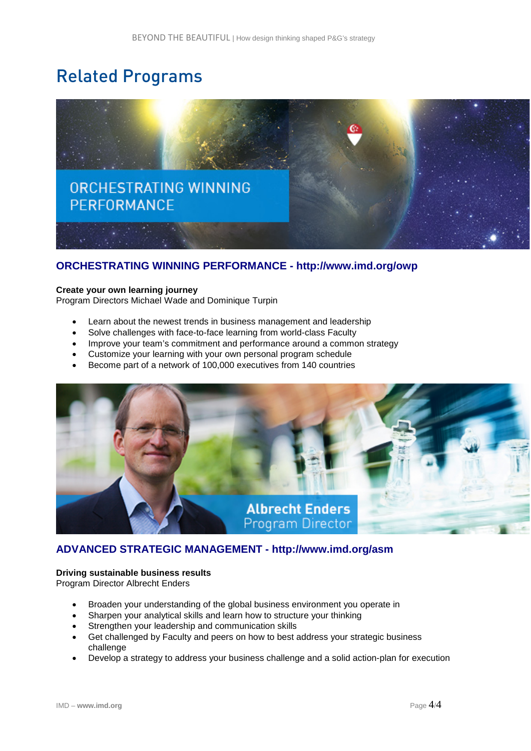# Related Programs

## ORCHESTRATING WINNING PERFORMANCE - http://www.imd.org/owp

**Create your own learning journey**
Program Directors Michael Wade and Dominique Turpin

- Learn about the newest trends in business management and leadership
- Solve challenges with face-to-face learning from world-class Faculty
- Improve your team's commitment and performance around a common strategy
- Customize your learning with your own personal program schedule
- Become part of a network of 100,000 executives from 140 countries

## ADVANCED STRATEGIC MANAGEMENT - http://www.imd.org/asm

**Driving sustainable business results**
Program Director Albrecht Enders

- Broaden your understanding of the global business environment you operate in
- Sharpen your analytical skills and learn how to structure your thinking
- Strengthen your leadership and communication skills
- Get challenged by Faculty and peers on how to best address your strategic business challenge
- Develop a strategy to address your business challenge and a solid action-plan for execution